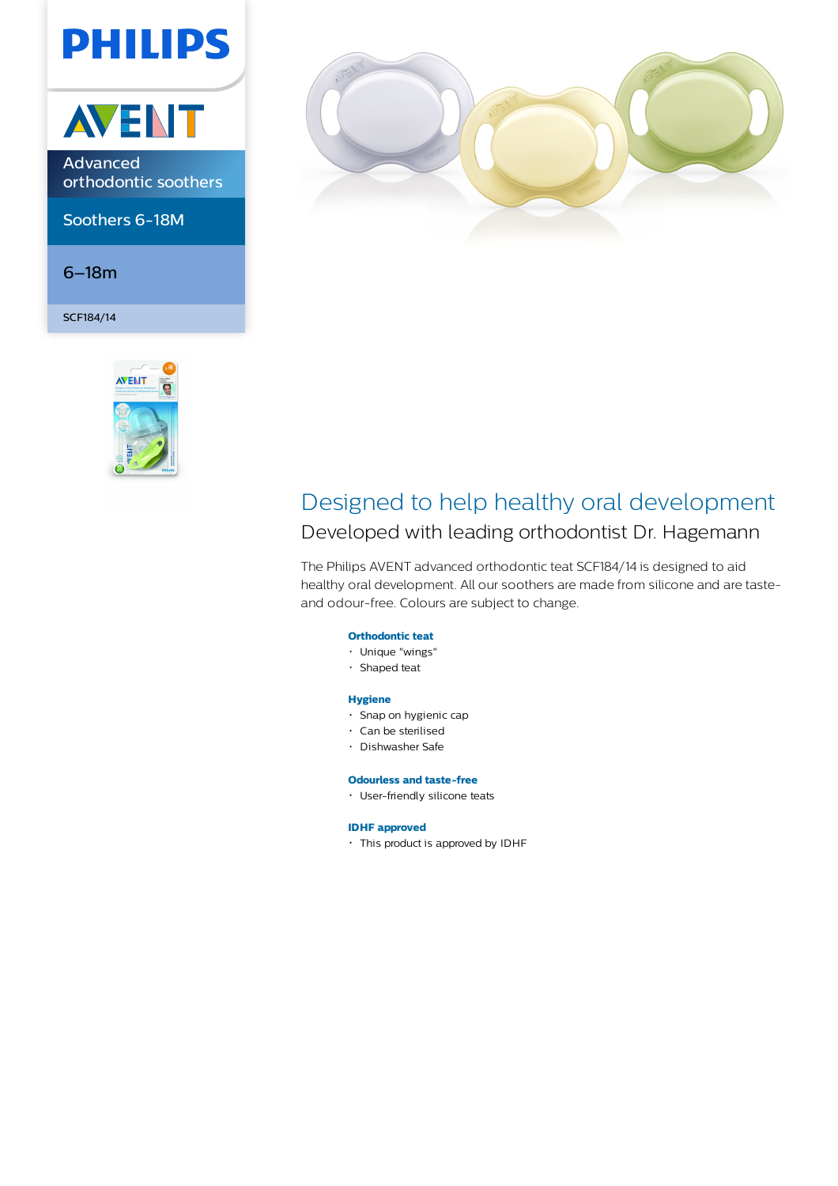PHILIPS

AVENT

Advanced orthodontic soothers

Soothers 6-18M

6–18m

SCF184/14

# Designed to help healthy oral development

## Developed with leading orthodontist Dr. Hagemann

The Philips AVENT advanced orthodontic teat SCF184/14 is designed to aid healthy oral development. All our soothers are made from silicone and are taste- and odour-free. Colours are subject to change.

**Orthodontic teat**

- Unique "wings"
- Shaped teat

**Hygiene**

- Snap on hygienic cap
- Can be sterilised
- Dishwasher Safe

**Odourless and taste-free**

- User-friendly silicone teats

**IDHF approved**

- This product is approved by IDHF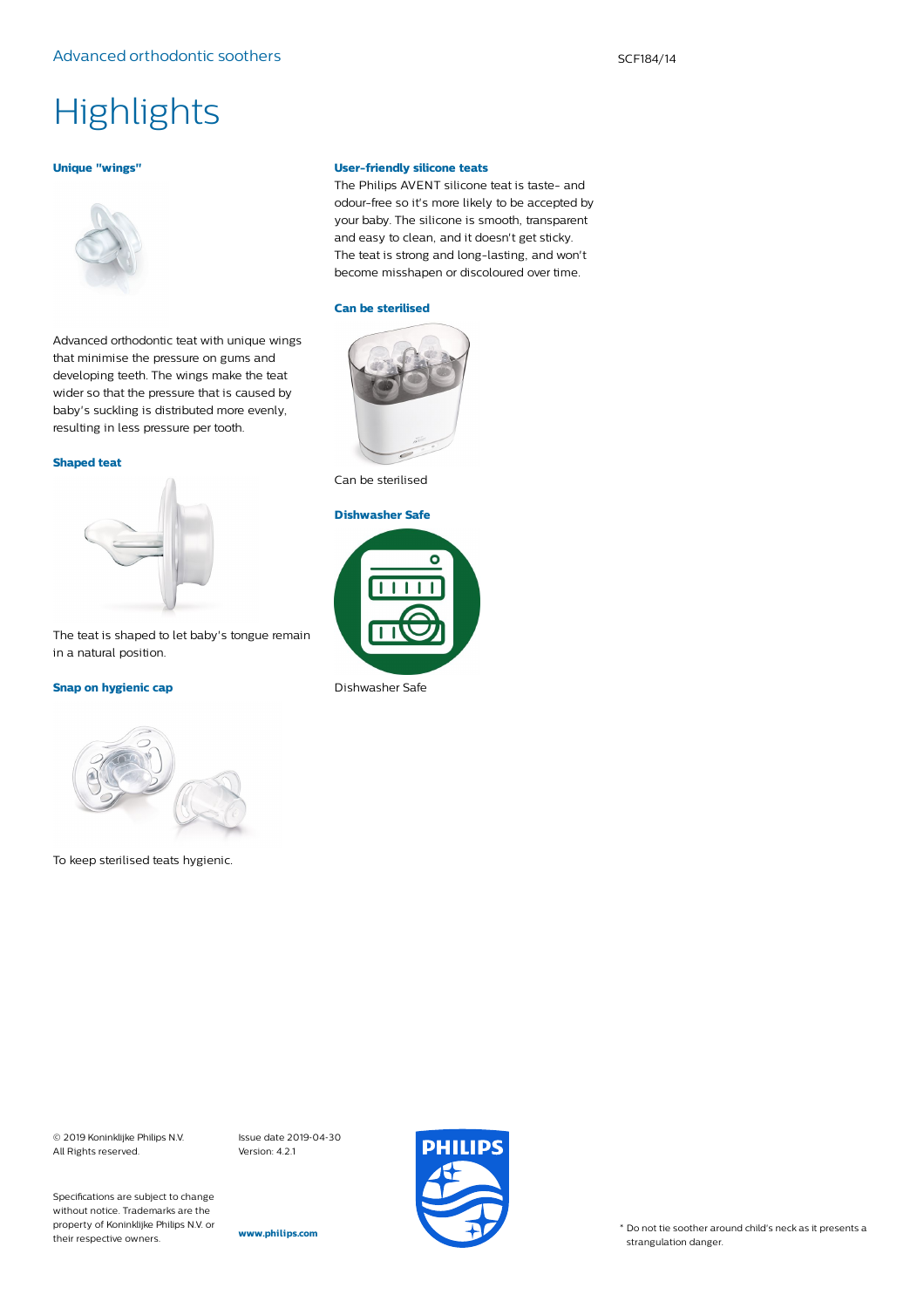# Highlights

### Unique "wings"

Advanced orthodontic teat with unique wings that minimise the pressure on gums and developing teeth. The wings make the teat wider so that the pressure that is caused by baby's suckling is distributed more evenly, resulting in less pressure per tooth.

### Shaped teat

The teat is shaped to let baby's tongue remain in a natural position.

### Snap on hygienic cap

To keep sterilised teats hygienic.

### User-friendly silicone teats

The Philips AVENT silicone teat is taste- and odour-free so it's more likely to be accepted by your baby. The silicone is smooth, transparent and easy to clean, and it doesn't get sticky. The teat is strong and long-lasting, and won't become misshapen or discoloured over time.

### Can be sterilised

Can be sterilised

### Dishwasher Safe

Dishwasher Safe

© 2019 Koninklijke Philips N.V.
All Rights reserved.

Specifications are subject to change without notice. Trademarks are the property of Koninklijke Philips N.V. or their respective owners.

Issue date 2019-04-30
Version: 4.2.1

www.philips.com

* Do not tie soother around child's neck as it presents a strangulation danger.